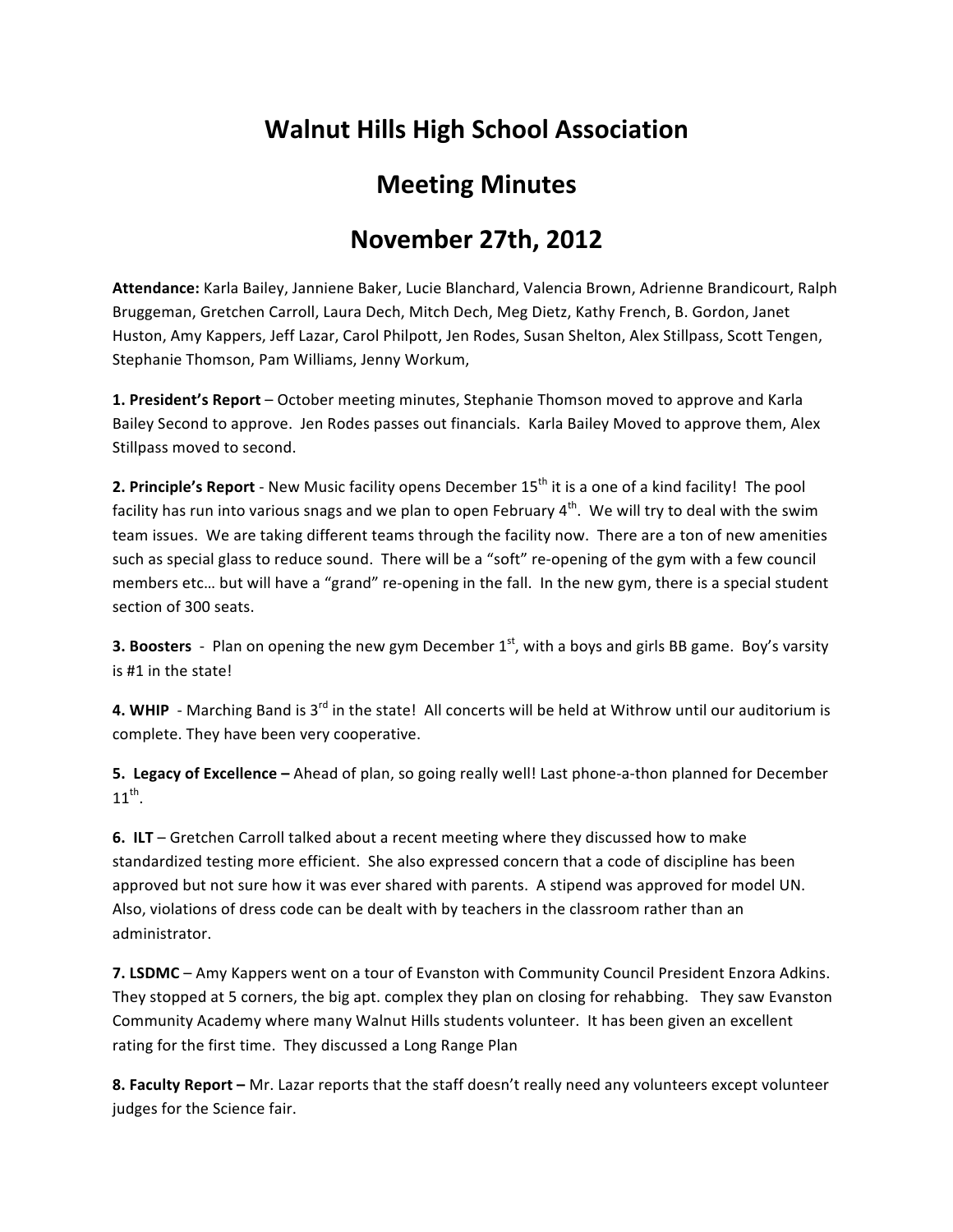# Walnut Hills High School Association

# Meeting Minutes

# November 27th, 2012

**Attendance:** Karla Bailey, Janniene Baker, Lucie Blanchard, Valencia Brown, Adrienne Brandicourt, Ralph Bruggeman, Gretchen Carroll, Laura Dech, Mitch Dech, Meg Dietz, Kathy French, B. Gordon, Janet Huston, Amy Kappers, Jeff Lazar, Carol Philpott, Jen Rodes, Susan Shelton, Alex Stillpass, Scott Tengen, Stephanie Thomson, Pam Williams, Jenny Workum,

**1. President's Report** – October meeting minutes, Stephanie Thomson moved to approve and Karla Bailey Second to approve. Jen Rodes passes out financials. Karla Bailey Moved to approve them, Alex Stillpass moved to second.

**2. Principle's Report** - New Music facility opens December 15th it is a one of a kind facility! The pool facility has run into various snags and we plan to open February 4th. We will try to deal with the swim team issues. We are taking different teams through the facility now. There are a ton of new amenities such as special glass to reduce sound. There will be a "soft" re-opening of the gym with a few council members etc… but will have a "grand" re-opening in the fall. In the new gym, there is a special student section of 300 seats.

**3. Boosters** - Plan on opening the new gym December 1st, with a boys and girls BB game. Boy's varsity is #1 in the state!

**4. WHIP** - Marching Band is 3rd in the state! All concerts will be held at Withrow until our auditorium is complete. They have been very cooperative.

**5. Legacy of Excellence –** Ahead of plan, so going really well! Last phone-a-thon planned for December 11th.

**6. ILT** – Gretchen Carroll talked about a recent meeting where they discussed how to make standardized testing more efficient. She also expressed concern that a code of discipline has been approved but not sure how it was ever shared with parents. A stipend was approved for model UN. Also, violations of dress code can be dealt with by teachers in the classroom rather than an administrator.

**7. LSDMC** – Amy Kappers went on a tour of Evanston with Community Council President Enzora Adkins. They stopped at 5 corners, the big apt. complex they plan on closing for rehabbing. They saw Evanston Community Academy where many Walnut Hills students volunteer. It has been given an excellent rating for the first time. They discussed a Long Range Plan

**8. Faculty Report –** Mr. Lazar reports that the staff doesn't really need any volunteers except volunteer judges for the Science fair.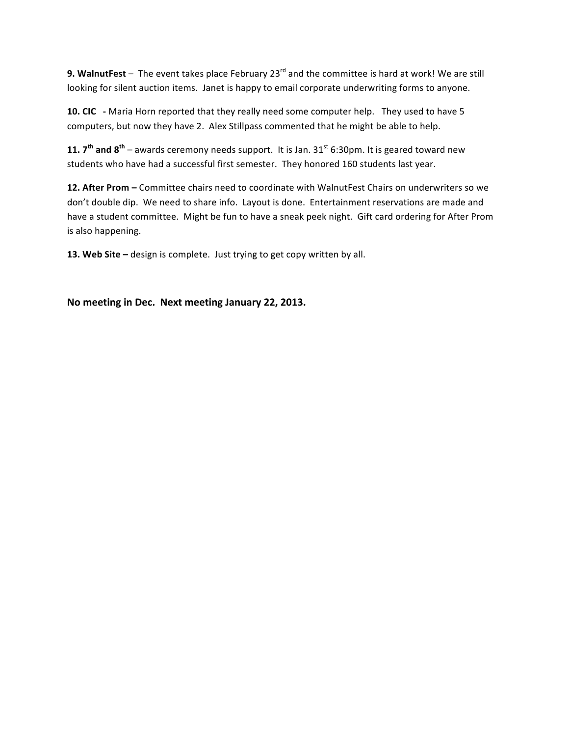**9. WalnutFest** – The event takes place February 23rd and the committee is hard at work! We are still looking for silent auction items. Janet is happy to email corporate underwriting forms to anyone.

**10. CIC -** Maria Horn reported that they really need some computer help. They used to have 5 computers, but now they have 2. Alex Stillpass commented that he might be able to help.

**11. 7th and 8th** – awards ceremony needs support. It is Jan. 31st 6:30pm. It is geared toward new students who have had a successful first semester. They honored 160 students last year.

**12. After Prom –** Committee chairs need to coordinate with WalnutFest Chairs on underwriters so we don't double dip. We need to share info. Layout is done. Entertainment reservations are made and have a student committee. Might be fun to have a sneak peek night. Gift card ordering for After Prom is also happening.

**13. Web Site –** design is complete. Just trying to get copy written by all.

**No meeting in Dec. Next meeting January 22, 2013.**